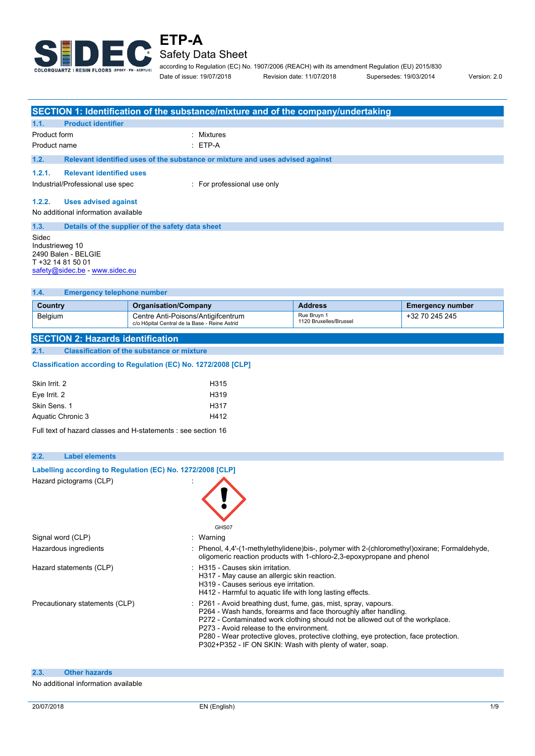# ETP-A

## Safety Data Sheet

according to Regulation (EC) No. 1907/2006 (REACH) with its amendment Regulation (EU) 2015/830

Date of issue: 19/07/2018 Revision date: 11/07/2018 Supersedes: 19/03/2014 Version: 2.0

## SECTION 1: Identification of the substance/mixture and of the company/undertaking

### 1.1. Product identifier

Product form : Mixtures

Product name : ETP-A

### 1.2. Relevant identified uses of the substance or mixture and uses advised against

#### 1.2.1. Relevant identified uses

Industrial/Professional use spec : For professional use only

#### 1.2.2. Uses advised against

No additional information available

### 1.3. Details of the supplier of the safety data sheet

Sidec
Industrieweg 10
2490 Balen - BELGIE
T +32 14 81 50 01
safety@sidec.be - www.sidec.eu

### 1.4. Emergency telephone number

| Country | Organisation/Company | Address | Emergency number |
|---|---|---|---|
| Belgium | Centre Anti-Poisons/Antigifcentrum c/o Hôpital Central de la Base - Reine Astrid | Rue Bruyn 1 1120 Bruxelles/Brussel | +32 70 245 245 |

## SECTION 2: Hazards identification

### 2.1. Classification of the substance or mixture

**Classification according to Regulation (EC) No. 1272/2008 [CLP]**

| | |
|---|---|
| Skin Irrit. 2 | H315 |
| Eye Irrit. 2 | H319 |
| Skin Sens. 1 | H317 |
| Aquatic Chronic 3 | H412 |

Full text of hazard classes and H-statements : see section 16

### 2.2. Label elements

**Labelling according to Regulation (EC) No. 1272/2008 [CLP]**

Hazard pictograms (CLP) :

GHS07

Signal word (CLP) : Warning

Hazardous ingredients : Phenol, 4,4'-(1-methylethylidene)bis-, polymer with 2-(chloromethyl)oxirane; Formaldehyde, oligomeric reaction products with 1-chloro-2,3-epoxypropane and phenol

Hazard statements (CLP) :
H315 - Causes skin irritation.
H317 - May cause an allergic skin reaction.
H319 - Causes serious eye irritation.
H412 - Harmful to aquatic life with long lasting effects.

Precautionary statements (CLP) :
P261 - Avoid breathing dust, fume, gas, mist, spray, vapours.
P264 - Wash hands, forearms and face thoroughly after handling.
P272 - Contaminated work clothing should not be allowed out of the workplace.
P273 - Avoid release to the environment.
P280 - Wear protective gloves, protective clothing, eye protection, face protection.
P302+P352 - IF ON SKIN: Wash with plenty of water, soap.

### 2.3. Other hazards

No additional information available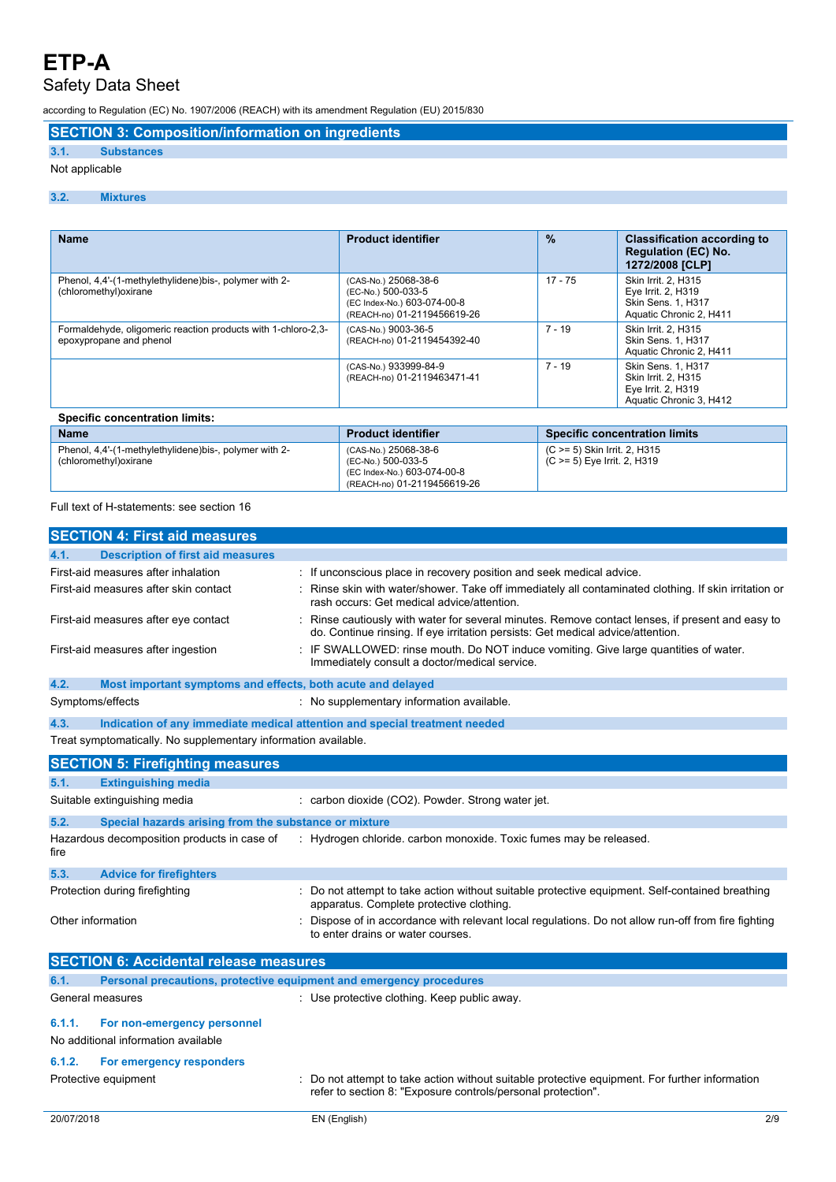# SECTION 3: Composition/information on ingredients

## 3.1. Substances

Not applicable

## 3.2. Mixtures

| Name | Product identifier | % | Classification according to Regulation (EC) No. 1272/2008 [CLP] |
|---|---|---|---|
| Phenol, 4,4'-(1-methylethylidene)bis-, polymer with 2-(chloromethyl)oxirane | (CAS-No.) 25068-38-6<br>(EC-No.) 500-033-5<br>(EC Index-No.) 603-074-00-8<br>(REACH-no) 01-2119456619-26 | 17 - 75 | Skin Irrit. 2, H315<br>Eye Irrit. 2, H319<br>Skin Sens. 1, H317<br>Aquatic Chronic 2, H411 |
| Formaldehyde, oligomeric reaction products with 1-chloro-2,3-epoxypropane and phenol | (CAS-No.) 9003-36-5<br>(REACH-no) 01-2119454392-40 | 7 - 19 | Skin Irrit. 2, H315<br>Skin Sens. 1, H317<br>Aquatic Chronic 2, H411 |
| | (CAS-No.) 933999-84-9<br>(REACH-no) 01-2119463471-41 | 7 - 19 | Skin Sens. 1, H317<br>Skin Irrit. 2, H315<br>Eye Irrit. 2, H319<br>Aquatic Chronic 3, H412 |

**Specific concentration limits:**

| Name | Product identifier | Specific concentration limits |
|---|---|---|
| Phenol, 4,4'-(1-methylethylidene)bis-, polymer with 2-(chloromethyl)oxirane | (CAS-No.) 25068-38-6<br>(EC-No.) 500-033-5<br>(EC Index-No.) 603-074-00-8<br>(REACH-no) 01-2119456619-26 | (C >= 5) Skin Irrit. 2, H315<br>(C >= 5) Eye Irrit. 2, H319 |

Full text of H-statements: see section 16

# SECTION 4: First aid measures

## 4.1. Description of first aid measures

| | |
|---|---|
| First-aid measures after inhalation | : If unconscious place in recovery position and seek medical advice. |
| First-aid measures after skin contact | : Rinse skin with water/shower. Take off immediately all contaminated clothing. If skin irritation or rash occurs: Get medical advice/attention. |
| First-aid measures after eye contact | : Rinse cautiously with water for several minutes. Remove contact lenses, if present and easy to do. Continue rinsing. If eye irritation persists: Get medical advice/attention. |
| First-aid measures after ingestion | : IF SWALLOWED: rinse mouth. Do NOT induce vomiting. Give large quantities of water. Immediately consult a doctor/medical service. |

## 4.2. Most important symptoms and effects, both acute and delayed

| | |
|---|---|
| Symptoms/effects | : No supplementary information available. |

## 4.3. Indication of any immediate medical attention and special treatment needed

Treat symptomatically. No supplementary information available.

# SECTION 5: Firefighting measures

## 5.1. Extinguishing media

| | |
|---|---|
| Suitable extinguishing media | : carbon dioxide ($CO_2$). Powder. Strong water jet. |

## 5.2. Special hazards arising from the substance or mixture

| | |
|---|---|
| Hazardous decomposition products in case of fire | : Hydrogen chloride. carbon monoxide. Toxic fumes may be released. |

## 5.3. Advice for firefighters

| | |
|---|---|
| Protection during firefighting | : Do not attempt to take action without suitable protective equipment. Self-contained breathing apparatus. Complete protective clothing. |
| Other information | : Dispose of in accordance with relevant local regulations. Do not allow run-off from fire fighting to enter drains or water courses. |

# SECTION 6: Accidental release measures

## 6.1. Personal precautions, protective equipment and emergency procedures

| | |
|---|---|
| General measures | : Use protective clothing. Keep public away. |

### 6.1.1. For non-emergency personnel

No additional information available

### 6.1.2. For emergency responders

| | |
|---|---|
| Protective equipment | : Do not attempt to take action without suitable protective equipment. For further information refer to section 8: "Exposure controls/personal protection". |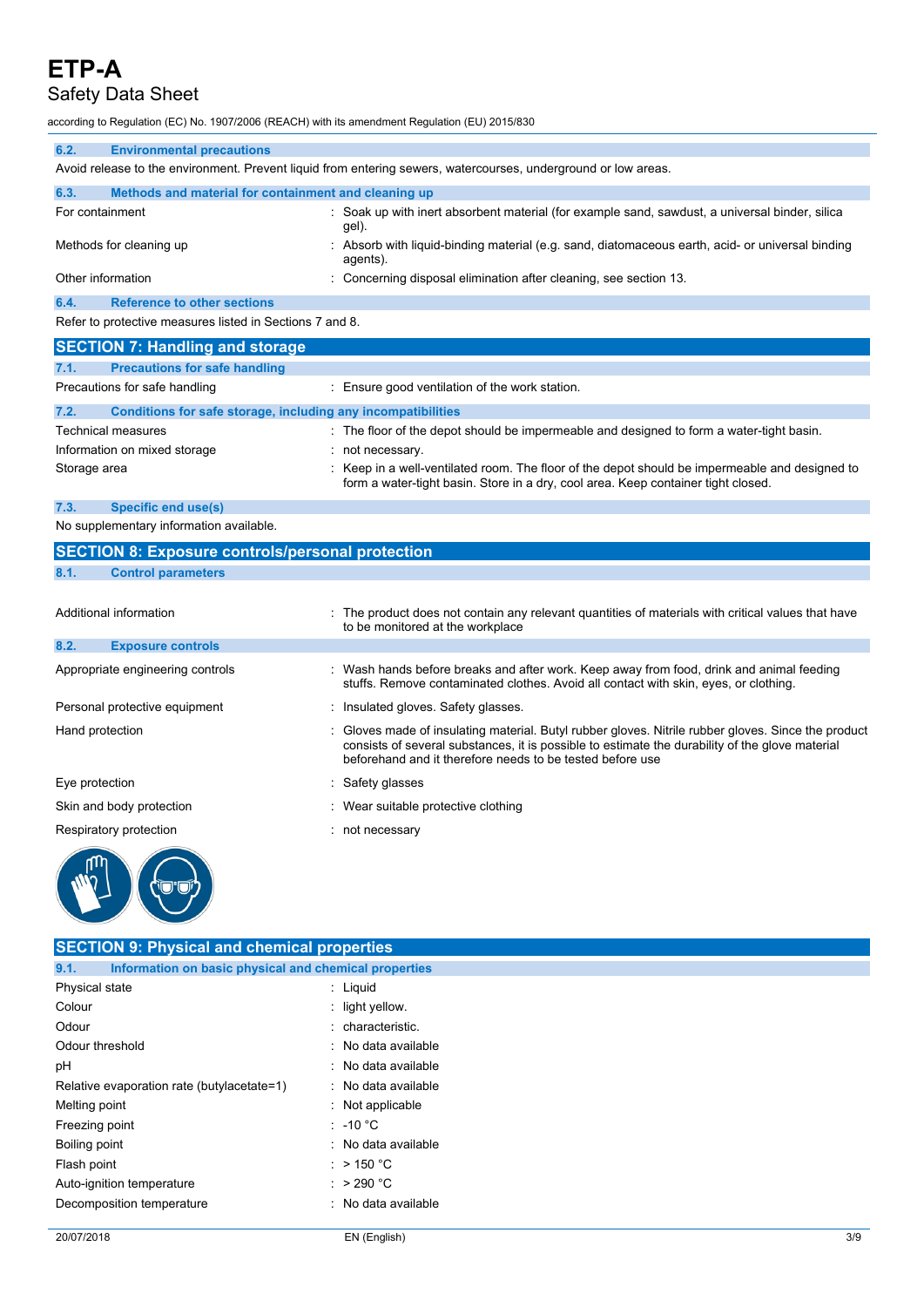### 6.2. Environmental precautions

Avoid release to the environment. Prevent liquid from entering sewers, watercourses, underground or low areas.

### 6.3. Methods and material for containment and cleaning up

| | |
|---|---|
| For containment | : Soak up with inert absorbent material (for example sand, sawdust, a universal binder, silica gel). |
| Methods for cleaning up | : Absorb with liquid-binding material (e.g. sand, diatomaceous earth, acid- or universal binding agents). |
| Other information | : Concerning disposal elimination after cleaning, see section 13. |

### 6.4. Reference to other sections

Refer to protective measures listed in Sections 7 and 8.

## SECTION 7: Handling and storage

### 7.1. Precautions for safe handling

| | |
|---|---|
| Precautions for safe handling | : Ensure good ventilation of the work station. |

### 7.2. Conditions for safe storage, including any incompatibilities

| | |
|---|---|
| Technical measures | : The floor of the depot should be impermeable and designed to form a water-tight basin. |
| Information on mixed storage | : not necessary. |
| Storage area | : Keep in a well-ventilated room. The floor of the depot should be impermeable and designed to form a water-tight basin. Store in a dry, cool area. Keep container tight closed. |

### 7.3. Specific end use(s)

No supplementary information available.

## SECTION 8: Exposure controls/personal protection

### 8.1. Control parameters

| | |
|---|---|
| Additional information | : The product does not contain any relevant quantities of materials with critical values that have to be monitored at the workplace |

### 8.2. Exposure controls

| | |
|---|---|
| Appropriate engineering controls | : Wash hands before breaks and after work. Keep away from food, drink and animal feeding stuffs. Remove contaminated clothes. Avoid all contact with skin, eyes, or clothing. |
| Personal protective equipment | : Insulated gloves. Safety glasses. |
| Hand protection | : Gloves made of insulating material. Butyl rubber gloves. Nitrile rubber gloves. Since the product consists of several substances, it is possible to estimate the durability of the glove material beforehand and it therefore needs to be tested before use |
| Eye protection | : Safety glasses |
| Skin and body protection | : Wear suitable protective clothing |
| Respiratory protection | : not necessary |

## SECTION 9: Physical and chemical properties

### 9.1. Information on basic physical and chemical properties

| | |
|---|---|
| Physical state | : Liquid |
| Colour | : light yellow. |
| Odour | : characteristic. |
| Odour threshold | : No data available |
| pH | : No data available |
| Relative evaporation rate (butylacetate=1) | : No data available |
| Melting point | : Not applicable |
| Freezing point | : -10 °C |
| Boiling point | : No data available |
| Flash point | : > 150 °C |
| Auto-ignition temperature | : > 290 °C |
| Decomposition temperature | : No data available |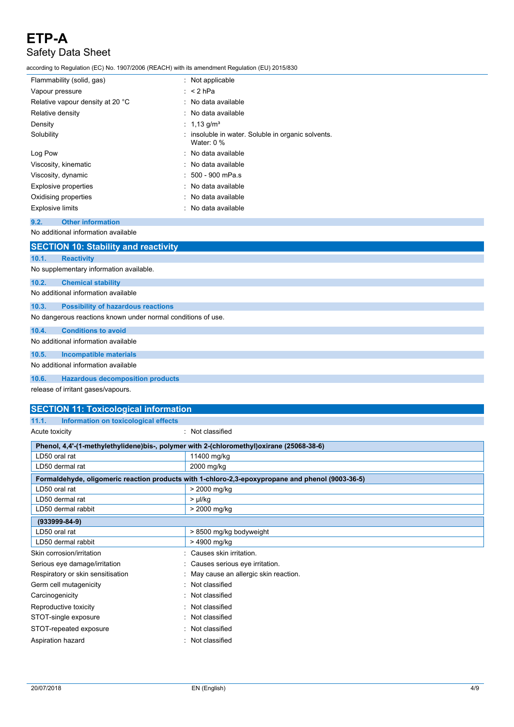| | |
|---|---|
| Flammability (solid, gas) | : Not applicable |
| Vapour pressure | : < 2 hPa |
| Relative vapour density at 20 °C | : No data available |
| Relative density | : No data available |
| Density | : 1,13 g/m³ |
| Solubility | : insoluble in water. Soluble in organic solvents. Water: 0 % |
| Log Pow | : No data available |
| Viscosity, kinematic | : No data available |
| Viscosity, dynamic | : 500 - 900 mPa.s |
| Explosive properties | : No data available |
| Oxidising properties | : No data available |
| Explosive limits | : No data available |

### 9.2. Other information

No additional information available

## SECTION 10: Stability and reactivity

### 10.1. Reactivity

No supplementary information available.

### 10.2. Chemical stability

No additional information available

### 10.3. Possibility of hazardous reactions

No dangerous reactions known under normal conditions of use.

### 10.4. Conditions to avoid

No additional information available

### 10.5. Incompatible materials

No additional information available

### 10.6. Hazardous decomposition products

release of irritant gases/vapours.

## SECTION 11: Toxicological information

### 11.1. Information on toxicological effects

Acute toxicity : Not classified

| Phenol, 4,4'-(1-methylethylidene)bis-, polymer with 2-(chloromethyl)oxirane (25068-38-6) | |
|---|---|
| LD50 oral rat | 11400 mg/kg |
| LD50 dermal rat | 2000 mg/kg |

| Formaldehyde, oligomeric reaction products with 1-chloro-2,3-epoxypropane and phenol (9003-36-5) | |
|---|---|
| LD50 oral rat | > 2000 mg/kg |
| LD50 dermal rat | > µl/kg |
| LD50 dermal rabbit | > 2000 mg/kg |

| (933999-84-9) | |
|---|---|
| LD50 oral rat | > 8500 mg/kg bodyweight |
| LD50 dermal rabbit | > 4900 mg/kg |

| | |
|---|---|
| Skin corrosion/irritation | : Causes skin irritation. |
| Serious eye damage/irritation | : Causes serious eye irritation. |
| Respiratory or skin sensitisation | : May cause an allergic skin reaction. |
| Germ cell mutagenicity | : Not classified |
| Carcinogenicity | : Not classified |
| Reproductive toxicity | : Not classified |
| STOT-single exposure | : Not classified |
| STOT-repeated exposure | : Not classified |
| Aspiration hazard | : Not classified |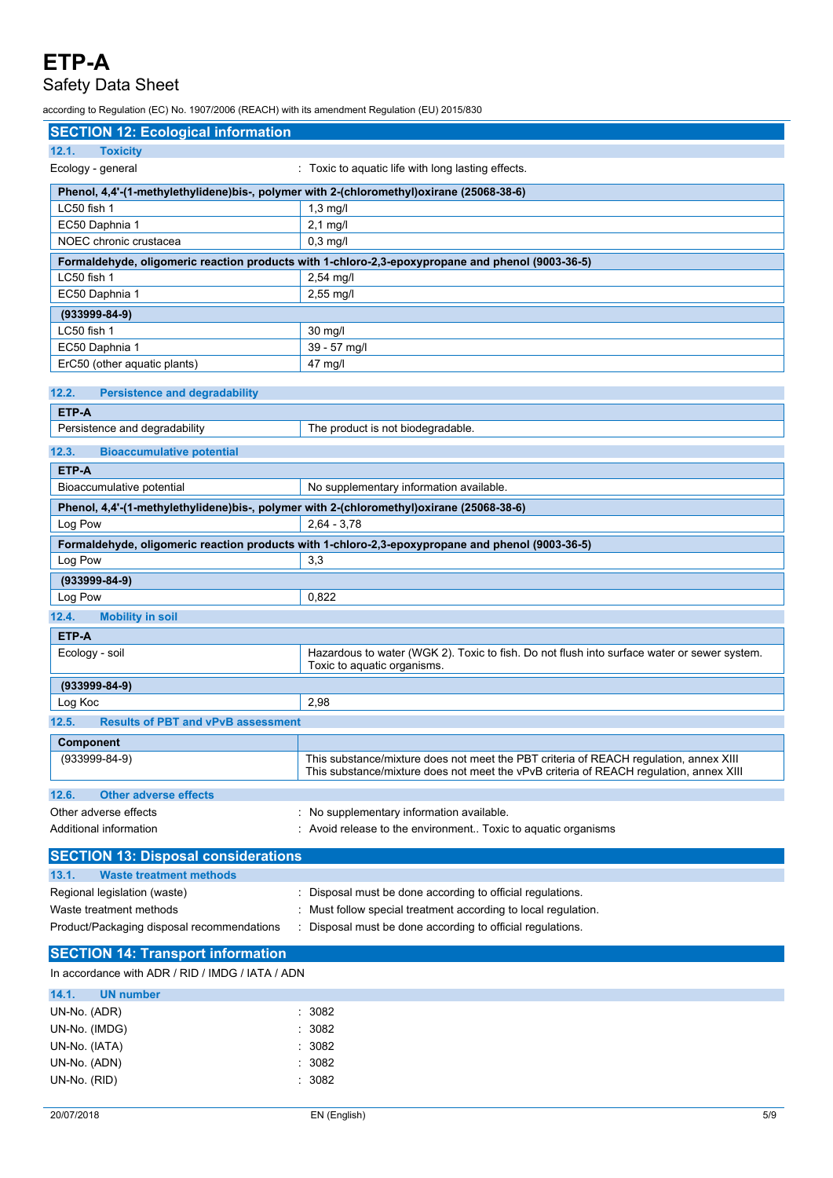## SECTION 12: Ecological information

### 12.1. Toxicity

Ecology - general : Toxic to aquatic life with long lasting effects.

| Phenol, 4,4'-(1-methylethylidene)bis-, polymer with 2-(chloromethyl)oxirane (25068-38-6) | |
|---|---|
| LC50 fish 1 | 1,3 mg/l |
| EC50 Daphnia 1 | 2,1 mg/l |
| NOEC chronic crustacea | 0,3 mg/l |

| Formaldehyde, oligomeric reaction products with 1-chloro-2,3-epoxypropane and phenol (9003-36-5) | |
|---|---|
| LC50 fish 1 | 2,54 mg/l |
| EC50 Daphnia 1 | 2,55 mg/l |

| (933999-84-9) | |
|---|---|
| LC50 fish 1 | 30 mg/l |
| EC50 Daphnia 1 | 39 - 57 mg/l |
| ErC50 (other aquatic plants) | 47 mg/l |

### 12.2. Persistence and degradability

| ETP-A | |
|---|---|
| Persistence and degradability | The product is not biodegradable. |

### 12.3. Bioaccumulative potential

| ETP-A | |
|---|---|
| Bioaccumulative potential | No supplementary information available. |

| Phenol, 4,4'-(1-methylethylidene)bis-, polymer with 2-(chloromethyl)oxirane (25068-38-6) | |
|---|---|
| Log Pow | 2,64 - 3,78 |

| Formaldehyde, oligomeric reaction products with 1-chloro-2,3-epoxypropane and phenol (9003-36-5) | |
|---|---|
| Log Pow | 3,3 |

| (933999-84-9) | |
|---|---|
| Log Pow | 0,822 |

### 12.4. Mobility in soil

| ETP-A | |
|---|---|
| Ecology - soil | Hazardous to water (WGK 2). Toxic to fish. Do not flush into surface water or sewer system. Toxic to aquatic organisms. |

| (933999-84-9) | |
|---|---|
| Log Koc | 2,98 |

### 12.5. Results of PBT and vPvB assessment

| Component | |
|---|---|
| (933999-84-9) | This substance/mixture does not meet the PBT criteria of REACH regulation, annex XIII<br>This substance/mixture does not meet the vPvB criteria of REACH regulation, annex XIII |

### 12.6. Other adverse effects

Other adverse effects : No supplementary information available.

Additional information : Avoid release to the environment.. Toxic to aquatic organisms

## SECTION 13: Disposal considerations

### 13.1. Waste treatment methods

Regional legislation (waste) : Disposal must be done according to official regulations.

Waste treatment methods : Must follow special treatment according to local regulation.

Product/Packaging disposal recommendations : Disposal must be done according to official regulations.

## SECTION 14: Transport information

In accordance with ADR / RID / IMDG / IATA / ADN

### 14.1. UN number

UN-No. (ADR) : 3082

UN-No. (IMDG) : 3082

UN-No. (IATA) : 3082

UN-No. (ADN) : 3082

UN-No. (RID) : 3082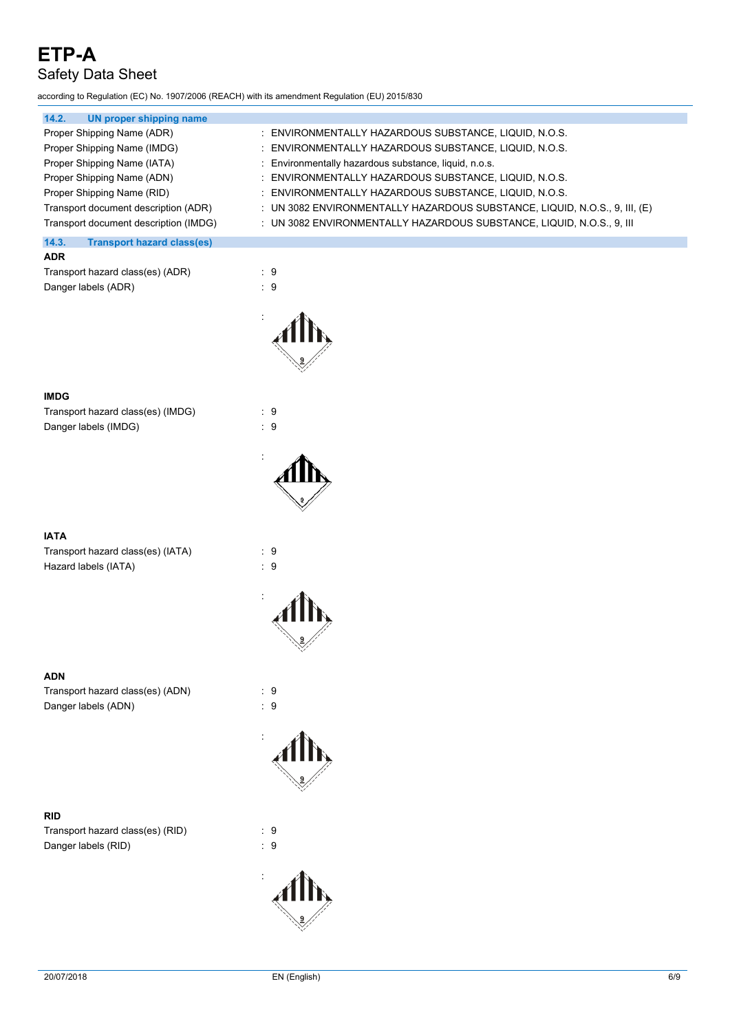### 14.2. UN proper shipping name

| | |
|---|---|
| Proper Shipping Name (ADR) | : ENVIRONMENTALLY HAZARDOUS SUBSTANCE, LIQUID, N.O.S. |
| Proper Shipping Name (IMDG) | : ENVIRONMENTALLY HAZARDOUS SUBSTANCE, LIQUID, N.O.S. |
| Proper Shipping Name (IATA) | : Environmentally hazardous substance, liquid, n.o.s. |
| Proper Shipping Name (ADN) | : ENVIRONMENTALLY HAZARDOUS SUBSTANCE, LIQUID, N.O.S. |
| Proper Shipping Name (RID) | : ENVIRONMENTALLY HAZARDOUS SUBSTANCE, LIQUID, N.O.S. |
| Transport document description (ADR) | : UN 3082 ENVIRONMENTALLY HAZARDOUS SUBSTANCE, LIQUID, N.O.S., 9, III, (E) |
| Transport document description (IMDG) | : UN 3082 ENVIRONMENTALLY HAZARDOUS SUBSTANCE, LIQUID, N.O.S., 9, III |

### 14.3. Transport hazard class(es)

**ADR**

| | |
|---|---|
| Transport hazard class(es) (ADR) | : 9 |
| Danger labels (ADR) | : 9 |

**IMDG**

| | |
|---|---|
| Transport hazard class(es) (IMDG) | : 9 |
| Danger labels (IMDG) | : 9 |

**IATA**

| | |
|---|---|
| Transport hazard class(es) (IATA) | : 9 |
| Hazard labels (IATA) | : 9 |

**ADN**

| | |
|---|---|
| Transport hazard class(es) (ADN) | : 9 |
| Danger labels (ADN) | : 9 |

**RID**

| | |
|---|---|
| Transport hazard class(es) (RID) | : 9 |
| Danger labels (RID) | : 9 |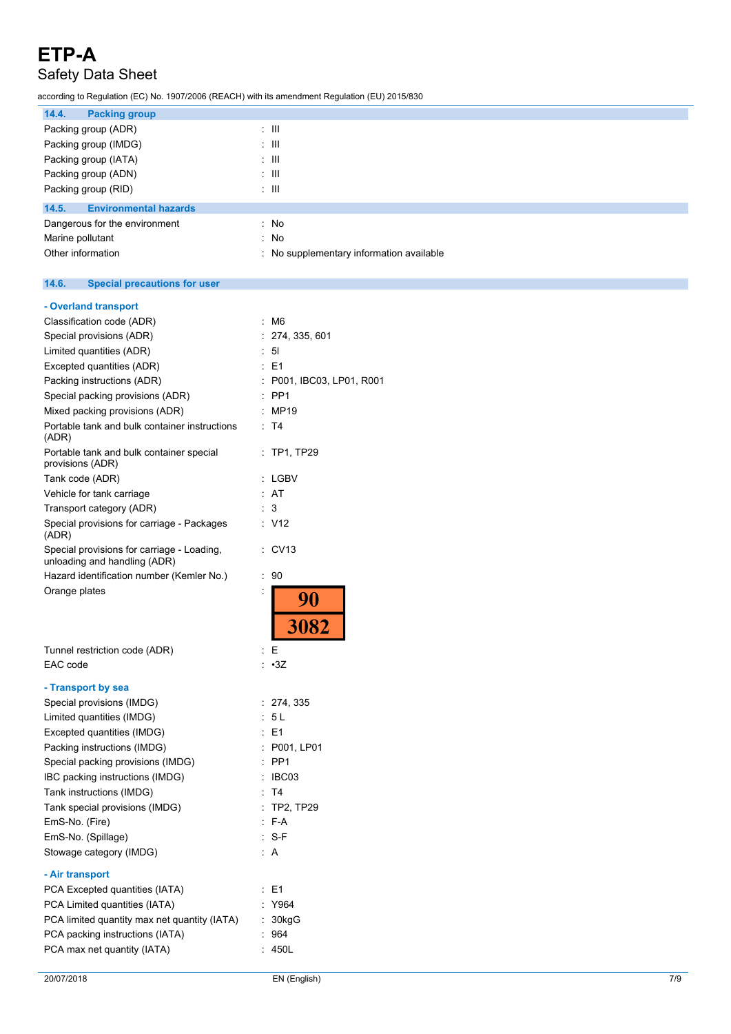### 14.4. Packing group

| | |
|---|---|
| Packing group (ADR) | : III |
| Packing group (IMDG) | : III |
| Packing group (IATA) | : III |
| Packing group (ADN) | : III |
| Packing group (RID) | : III |

### 14.5. Environmental hazards

| | |
|---|---|
| Dangerous for the environment | : No |
| Marine pollutant | : No |
| Other information | : No supplementary information available |

### 14.6. Special precautions for user

**- Overland transport**

| | |
|---|---|
| Classification code (ADR) | : M6 |
| Special provisions (ADR) | : 274, 335, 601 |
| Limited quantities (ADR) | : 5l |
| Excepted quantities (ADR) | : E1 |
| Packing instructions (ADR) | : P001, IBC03, LP01, R001 |
| Special packing provisions (ADR) | : PP1 |
| Mixed packing provisions (ADR) | : MP19 |
| Portable tank and bulk container instructions (ADR) | : T4 |
| Portable tank and bulk container special provisions (ADR) | : TP1, TP29 |
| Tank code (ADR) | : LGBV |
| Vehicle for tank carriage | : AT |
| Transport category (ADR) | : 3 |
| Special provisions for carriage - Packages (ADR) | : V12 |
| Special provisions for carriage - Loading, unloading and handling (ADR) | : CV13 |
| Hazard identification number (Kemler No.) | : 90 |
| Orange plates | : 90 / 3082 |
| Tunnel restriction code (ADR) | : E |
| EAC code | : •3Z |

**- Transport by sea**

| | |
|---|---|
| Special provisions (IMDG) | : 274, 335 |
| Limited quantities (IMDG) | : 5 L |
| Excepted quantities (IMDG) | : E1 |
| Packing instructions (IMDG) | : P001, LP01 |
| Special packing provisions (IMDG) | : PP1 |
| IBC packing instructions (IMDG) | : IBC03 |
| Tank instructions (IMDG) | : T4 |
| Tank special provisions (IMDG) | : TP2, TP29 |
| EmS-No. (Fire) | : F-A |
| EmS-No. (Spillage) | : S-F |
| Stowage category (IMDG) | : A |

**- Air transport**

| | |
|---|---|
| PCA Excepted quantities (IATA) | : E1 |
| PCA Limited quantities (IATA) | : Y964 |
| PCA limited quantity max net quantity (IATA) | : 30kgG |
| PCA packing instructions (IATA) | : 964 |
| PCA max net quantity (IATA) | : 450L |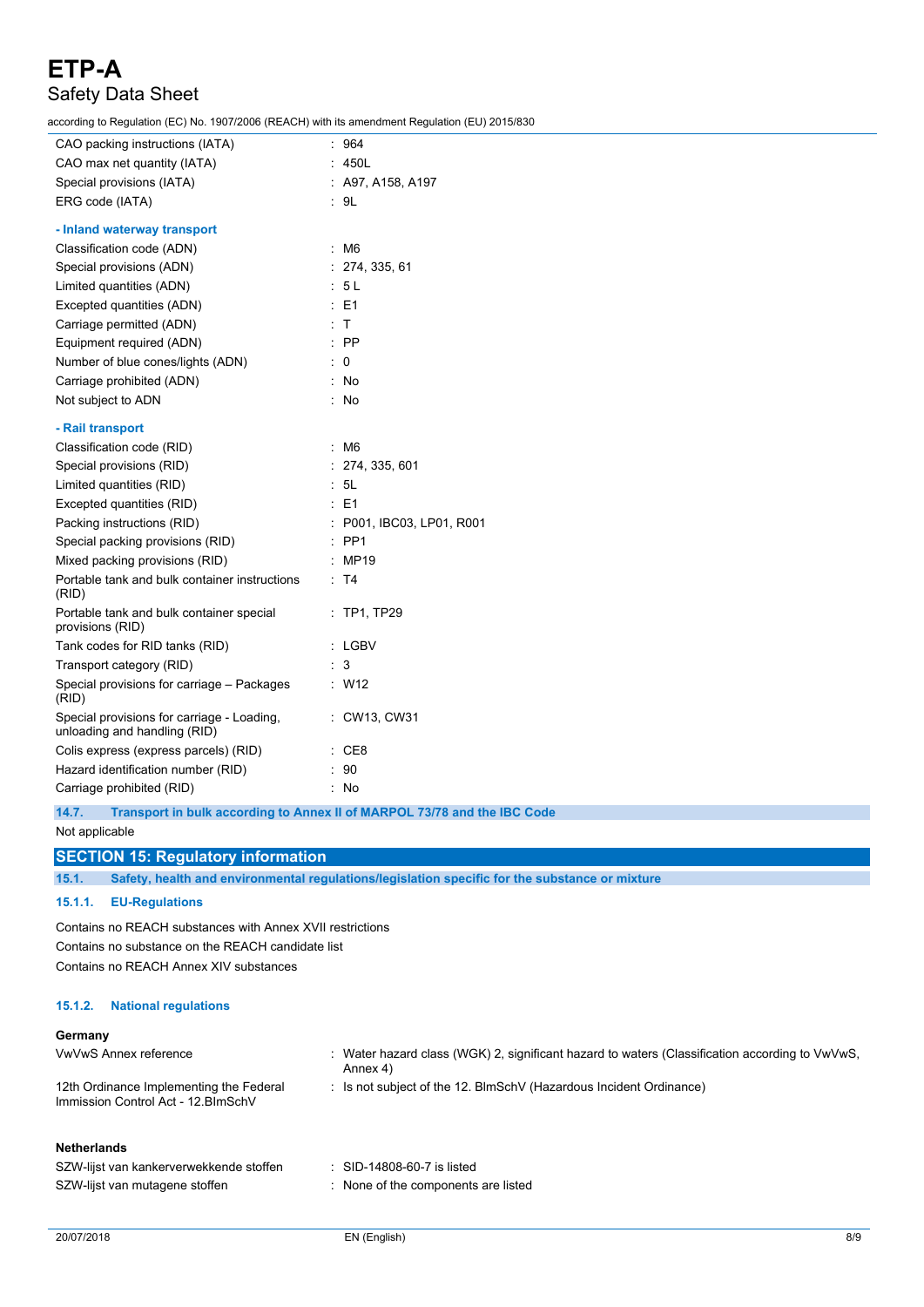| | |
|---|---|
| CAO packing instructions (IATA) | : 964 |
| CAO max net quantity (IATA) | : 450L |
| Special provisions (IATA) | : A97, A158, A197 |
| ERG code (IATA) | : 9L |

**- Inland waterway transport**

| | |
|---|---|
| Classification code (ADN) | : M6 |
| Special provisions (ADN) | : 274, 335, 61 |
| Limited quantities (ADN) | : 5 L |
| Excepted quantities (ADN) | : E1 |
| Carriage permitted (ADN) | : T |
| Equipment required (ADN) | : PP |
| Number of blue cones/lights (ADN) | : 0 |
| Carriage prohibited (ADN) | : No |
| Not subject to ADN | : No |

**- Rail transport**

| | |
|---|---|
| Classification code (RID) | : M6 |
| Special provisions (RID) | : 274, 335, 601 |
| Limited quantities (RID) | : 5L |
| Excepted quantities (RID) | : E1 |
| Packing instructions (RID) | : P001, IBC03, LP01, R001 |
| Special packing provisions (RID) | : PP1 |
| Mixed packing provisions (RID) | : MP19 |
| Portable tank and bulk container instructions (RID) | : T4 |
| Portable tank and bulk container special provisions (RID) | : TP1, TP29 |
| Tank codes for RID tanks (RID) | : LGBV |
| Transport category (RID) | : 3 |
| Special provisions for carriage – Packages (RID) | : W12 |
| Special provisions for carriage - Loading, unloading and handling (RID) | : CW13, CW31 |
| Colis express (express parcels) (RID) | : CE8 |
| Hazard identification number (RID) | : 90 |
| Carriage prohibited (RID) | : No |

### 14.7. Transport in bulk according to Annex II of MARPOL 73/78 and the IBC Code

Not applicable

## SECTION 15: Regulatory information

### 15.1. Safety, health and environmental regulations/legislation specific for the substance or mixture

#### 15.1.1. EU-Regulations

Contains no REACH substances with Annex XVII restrictions
Contains no substance on the REACH candidate list
Contains no REACH Annex XIV substances

#### 15.1.2. National regulations

**Germany**

| | |
|---|---|
| VwVwS Annex reference | : Water hazard class (WGK) 2, significant hazard to waters (Classification according to VwVwS, Annex 4) |
| 12th Ordinance Implementing the Federal Immission Control Act - 12.BImSchV | : Is not subject of the 12. BlmSchV (Hazardous Incident Ordinance) |

**Netherlands**

| | |
|---|---|
| SZW-lijst van kankerverwekkende stoffen | : SID-14808-60-7 is listed |
| SZW-lijst van mutagene stoffen | : None of the components are listed |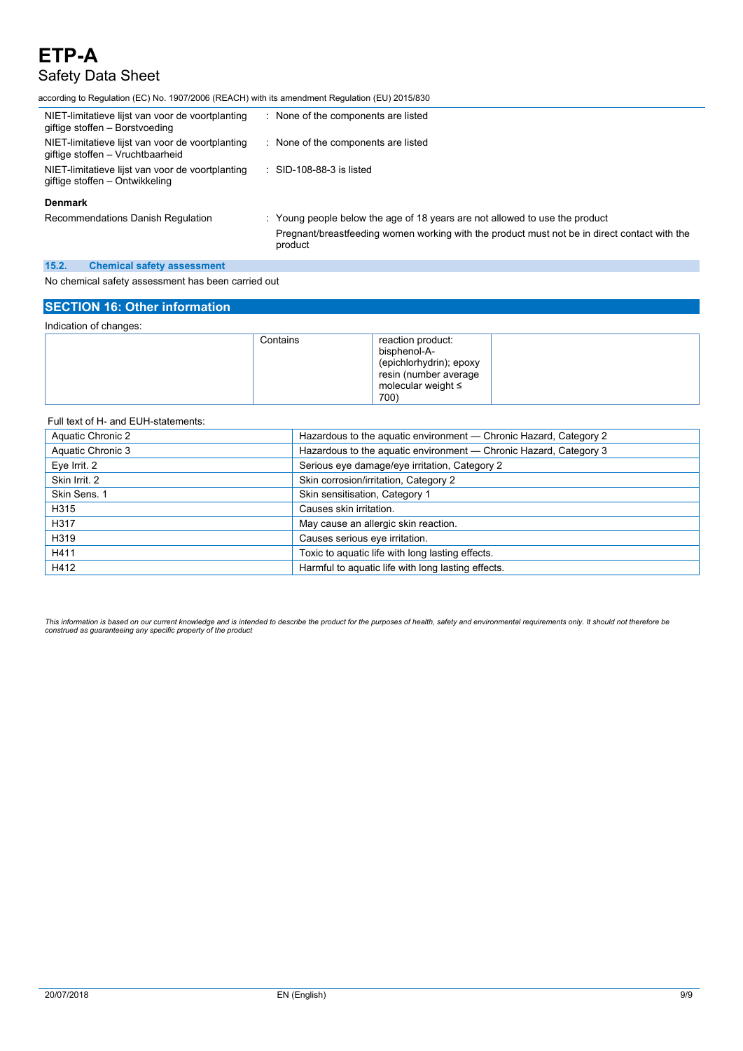| | |
|---|---|
| NIET-limitatieve lijst van voor de voortplanting giftige stoffen – Borstvoeding | : None of the components are listed |
| NIET-limitatieve lijst van voor de voortplanting giftige stoffen – Vruchtbaarheid | : None of the components are listed |
| NIET-limitatieve lijst van voor de voortplanting giftige stoffen – Ontwikkeling | : SID-108-88-3 is listed |

**Denmark**

| | |
|---|---|
| Recommendations Danish Regulation | : Young people below the age of 18 years are not allowed to use the product<br>Pregnant/breastfeeding women working with the product must not be in direct contact with the product |

### 15.2. Chemical safety assessment

No chemical safety assessment has been carried out

## SECTION 16: Other information

Indication of changes:

| | | | |
|---|---|---|---|
| | Contains | reaction product: bisphenol-A-(epichlorhydrin); epoxy resin (number average molecular weight ≤ 700) | |

Full text of H- and EUH-statements:

| | |
|---|---|
| Aquatic Chronic 2 | Hazardous to the aquatic environment — Chronic Hazard, Category 2 |
| Aquatic Chronic 3 | Hazardous to the aquatic environment — Chronic Hazard, Category 3 |
| Eye Irrit. 2 | Serious eye damage/eye irritation, Category 2 |
| Skin Irrit. 2 | Skin corrosion/irritation, Category 2 |
| Skin Sens. 1 | Skin sensitisation, Category 1 |
| H315 | Causes skin irritation. |
| H317 | May cause an allergic skin reaction. |
| H319 | Causes serious eye irritation. |
| H411 | Toxic to aquatic life with long lasting effects. |
| H412 | Harmful to aquatic life with long lasting effects. |

*This information is based on our current knowledge and is intended to describe the product for the purposes of health, safety and environmental requirements only. It should not therefore be construed as guaranteeing any specific property of the product*